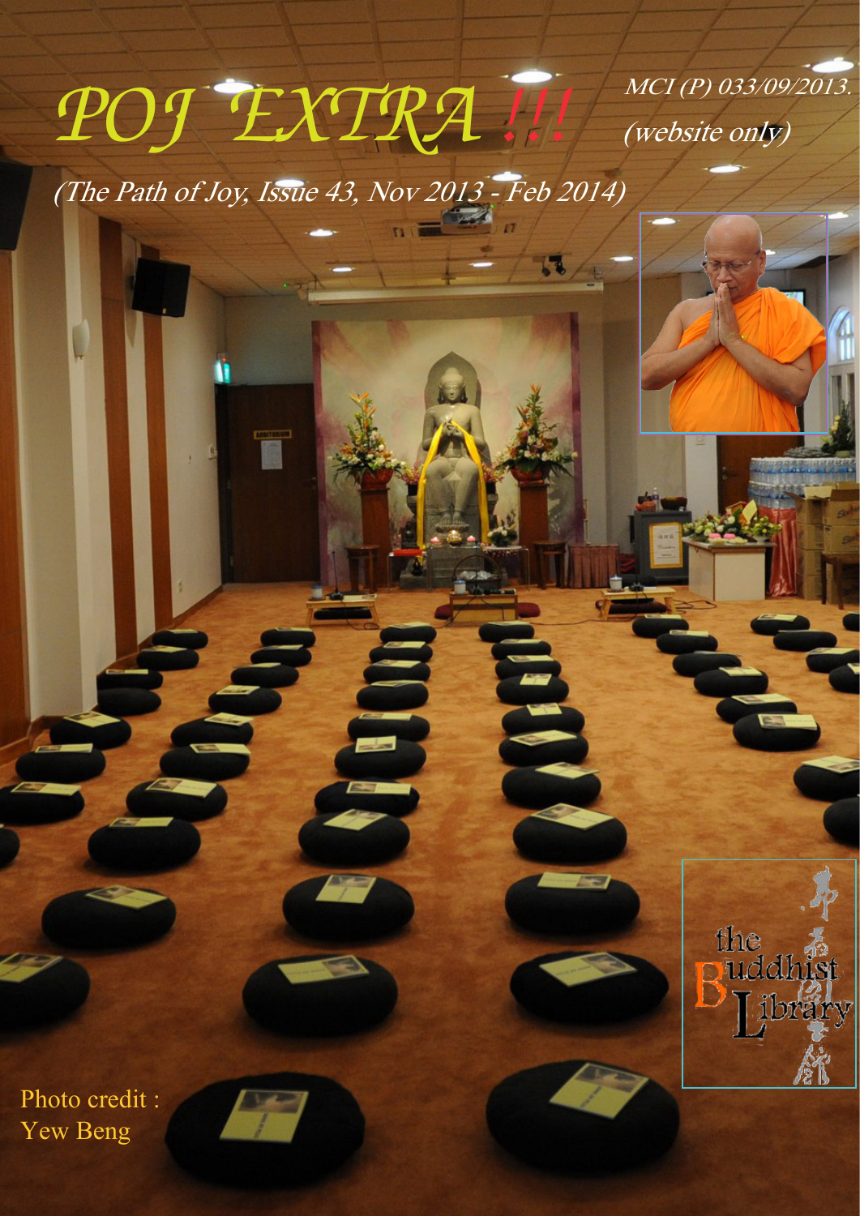# POJ EXTRA !!!

MCI (P) 033/09/2013.
(website only)

*(The Path of Joy, Issue 43, Nov 2013 - Feb 2014)*

the Buddhist Library

Photo credit :
Yew Beng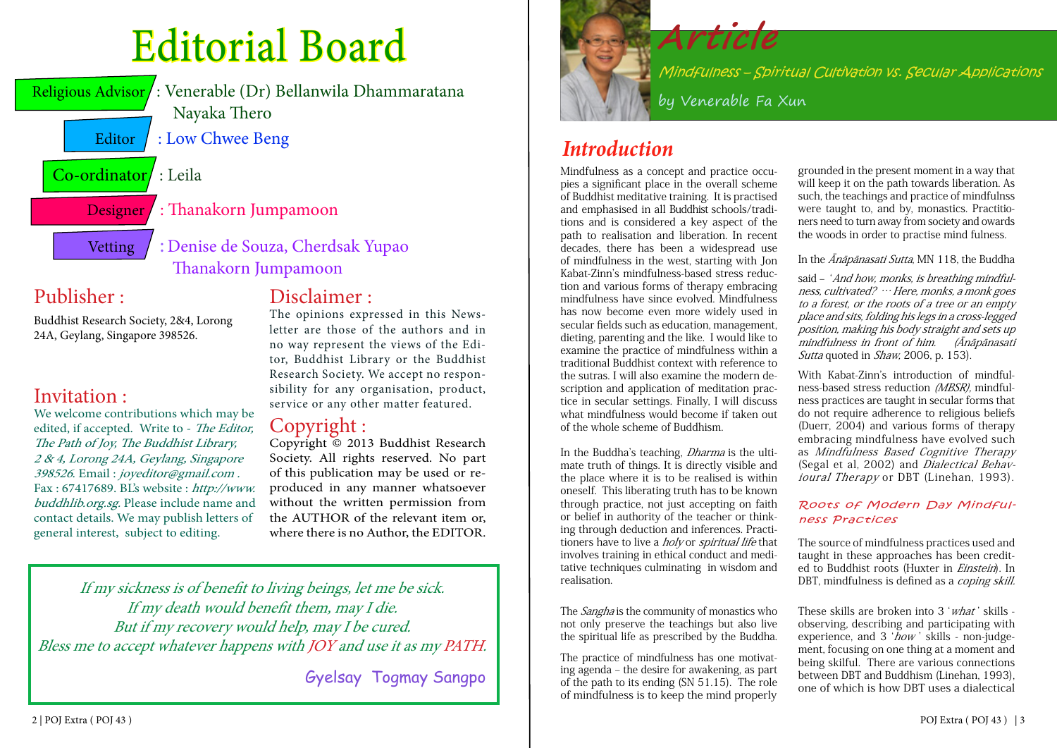# Editorial Board

Religious Advisor : Venerable (Dr) Bellanwila Dhammaratana Nayaka Thero

Editor : Low Chwee Beng

Co-ordinator : Leila

Designer : Thanakorn Jumpamoon

Vetting : Denise de Souza, Cherdsak Yupao Thanakorn Jumpamoon

## Publisher :

Buddhist Research Society, 2&4, Lorong 24A, Geylang, Singapore 398526.

## Invitation :

We welcome contributions which may be edited, if accepted. Write to - *The Editor, The Path of Joy, The Buddhist Library, 2 & 4, Lorong 24A, Geylang, Singapore 398526*. Email : *joyeditor@gmail.com* . Fax : 67417689. BL's website : *http://www.buddhlib.org.sg*. Please include name and contact details. We may publish letters of general interest, subject to editing.

## Disclaimer :

The opinions expressed in this Newsletter are those of the authors and in no way represent the views of the Editor, Buddhist Library or the Buddhist Research Society. We accept no responsibility for any organisation, product, service or any other matter featured.

## Copyright :

Copyright © 2013 Buddhist Research Society. All rights reserved. No part of this publication may be used or reproduced in any manner whatsoever without the written permission from the AUTHOR of the relevant item or, where there is no Author, the EDITOR.

*If my sickness is of benefit to living beings, let me be sick.*
*If my death would benefit them, may I die.*
*But if my recovery would help, may I be cured.*
*Bless me to accept whatever happens with JOY and use it as my PATH.*

Gyelsay Togmay Sangpo

# Article

## Mindfulness – Spiritual Cultivation vs. Secular Applications

by Venerable Fa Xun

## Introduction

Mindfulness as a concept and practice occupies a significant place in the overall scheme of Buddhist meditative training. It is practised and emphasised in all Buddhist schools/traditions and is considered a key aspect of the path to realisation and liberation. In recent decades, there has been a widespread use of mindfulness in the west, starting with Jon Kabat-Zinn's mindfulness-based stress reduction and various forms of therapy embracing mindfulness have since evolved. Mindfulness has now become even more widely used in secular fields such as education, management, dieting, parenting and the like. I would like to examine the practice of mindfulness within a traditional Buddhist context with reference to the sutras. I will also examine the modern description and application of meditation practice in secular settings. Finally, I will discuss what mindfulness would become if taken out of the whole scheme of Buddhism.

In the Buddha's teaching, *Dharma* is the ultimate truth of things. It is directly visible and the place where it is to be realised is within oneself. This liberating truth has to be known through practice, not just accepting on faith or belief in authority of the teacher or thinking through deduction and inferences. Practitioners have to live a *holy* or *spiritual life* that involves training in ethical conduct and meditative techniques culminating in wisdom and realisation.

The *Sangha* is the community of monastics who not only preserve the teachings but also live the spiritual life as prescribed by the Buddha.

The practice of mindfulness has one motivating agenda – the desire for awakening, as part of the path to its ending (SN 51.15). The role of mindfulness is to keep the mind properly grounded in the present moment in a way that will keep it on the path towards liberation. As such, the teachings and practice of mindfulnss were taught to, and by, monastics. Practitioners need to turn away from society and owards the woods in order to practise mind fulness.

In the *Ānāpānasati Sutta*, MN 118, the Buddha

said – '*And how, monks, is breathing mindfulness, cultivated? … Here, monks, a monk goes to a forest, or the roots of a tree or an empty place and sits, folding his legs in a cross-legged position, making his body straight and sets up mindfulness in front of him.* (*Ānāpānasati Sutta* quoted in *Shaw*, 2006, p. 153).

With Kabat-Zinn's introduction of mindfulness-based stress reduction *(MBSR)*, mindfulness practices are taught in secular forms that do not require adherence to religious beliefs (Duerr, 2004) and various forms of therapy embracing mindfulness have evolved such as *Mindfulness Based Cognitive Therapy* (Segal et al, 2002) and *Dialectical Behavioural Therapy* or DBT (Linehan, 1993).

### Roots of Modern Day Mindfulness Practices

The source of mindfulness practices used and taught in these approaches has been credited to Buddhist roots (Huxter in *Einstein*). In DBT, mindfulness is defined as a *coping skill.*

These skills are broken into 3 '*what*' skills - observing, describing and participating with experience, and 3 '*how*' skills - non-judgement, focusing on one thing at a moment and being skilful. There are various connections between DBT and Buddhism (Linehan, 1993), one of which is how DBT uses a dialectical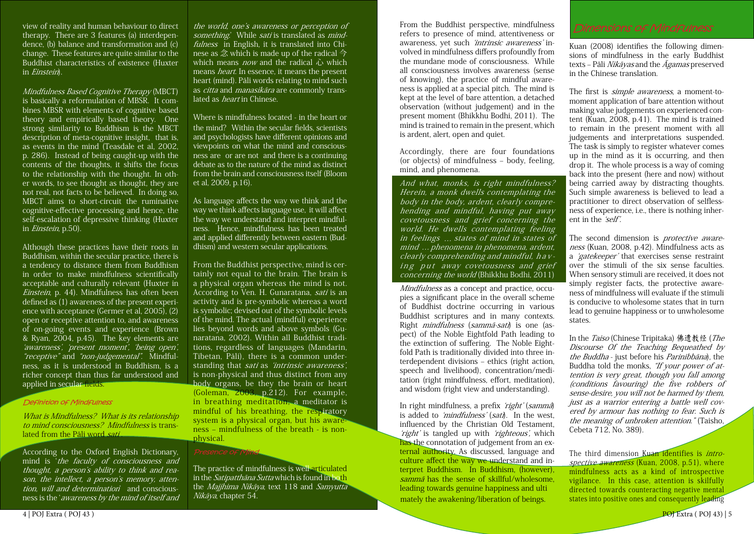view of reality and human behaviour to direct therapy. There are 3 features (a) interdependence, (b) balance and transformation and (c) change. These features are quite similar to the Buddhist characteristics of existence (Huxter in *Einstein*).

*Mindfulness Based Cognitive Therapy* (MBCT) is basically a reformulation of MBSR. It combines MBSR with elements of cognitive based theory and empirically based theory. One strong similarity to Buddhism is the MBCT description of meta-cognitive insight, that is, as events in the mind (Teasdale et al, 2002, p. 286). Instead of being caught-up with the contents of the thoughts, it shifts the focus to the relationship with the thought. In other words, to see thought as thought, they are not real, not facts to be believed. In doing so, MBCT aims to short-circuit the ruminative cognitive-effective processing and hence, the self-escalation of depressive thinking (Huxter in *Einstein*, p.50).

Although these practices have their roots in Buddhism, within the secular practice, there is a tendency to distance them from Buddhism in order to make mindfulness scientifically acceptable and culturally relevant (Huxter in *Einstein*, p. 44). Mindfulness has often been defined as (1) awareness of the present experience with acceptance (Germer et al, 2005), (2) open or receptive attention to, and awareness of on-going events and experience (Brown & Ryan, 2004, p.45). The key elements are *'awareness'*, *'present moment'*, *'being open'*, *"receptive"* and *"non-judgemental"*. Mindfulness, as it is understood in Buddhism, is a richer concept than thus far understood and applied in secular fields.

## Definition of Mindfulness

*What is Mindfulness? What is its relationship to mind consciousness? Mindfulness* is translated from the Pāli word *sati*.

According to the Oxford English Dictionary, mind is '*the faculty of consciousness and thought, a person's ability to think and reason, the intellect, a person's memory, attention, will and determination*' and consciousness is the '*awareness by the mind of itself and the world, one's awareness or perception of something*.' While *sati* is translated as *mindfulness* in English, it is translated into Chinese as 念 which is made up of the radical 今 which means *now* and the radical 心 which means *heart*. In essence, it means the present heart (mind). Pāli words relating to mind such as *citta* and *manasikāra* are commonly translated as *heart* in Chinese.

Where is mindfulness located - in the heart or the mind? Within the secular fields, scientists and psychologists have different opinions and viewpoints on what the mind and consciousness are or are not and there is a continuing debate as to the nature of the mind as distinct from the brain and consciousness itself (Bloom et al, 2009, p.16).

As language affects the way we think and the way we think affects language use, it will affect the way we understand and interpret mindfulness. Hence, mindfulness has been treated and applied differently between eastern (Buddhism) and western secular applications.

From the Buddhist perspective, mind is certainly not equal to the brain. The brain is a physical organ whereas the mind is not. According to Ven. H. Gunaratana, *sati* is an activity and is pre-symbolic whereas a word is symbolic; devised out of the symbolic levels of the mind. The actual (mindful) experience lies beyond words and above symbols (Gunaratana, 2002). Within all Buddhist traditions, regardless of languages (Mandarin, Tibetan, Pāli), there is a common understanding that *sati* as *'intrinsic awareness'*, is non-physical and thus distinct from any body organs, be they the brain or heart (Goleman, 2003, p.212). For example, in breathing meditation, a meditator is mindful of his breathing, the respiratory system is a physical organ, but his awareness – mindfulness of the breath - is non-physical.

## Presence of Mind

The practice of mindfulness is well articulated in the *Satipatthāna Sutta* which is found in both the *Majjhima Nikāya*, text 118 and *Samyutta Nikāya*, chapter 54.

From the Buddhist perspective, mindfulness refers to presence of mind, attentiveness or awareness, yet such *'intrinsic awareness'* involved in mindfulness differs profoundly from the mundane mode of consciousness. While all consciousness involves awareness (sense of knowing), the practice of mindful awareness is applied at a special pitch. The mind is kept at the level of bare attention, a detached observation (without judgement) and in the present moment (Bhikkhu Bodhi, 2011). The mind is trained to remain in the present, which is ardent, alert, open and quiet.

Accordingly, there are four foundations (or objects) of mindfulness – body, feeling, mind, and phenomena.

> *And what, monks, is right mindfulness? Herein, a monk dwells contemplating the body in the body, ardent, clearly comprehending and mindful, having put away covetousness and grief concerning the world. He dwells contemplating feeling in feelings ... states of mind in states of mind ... phenomena in phenomena, ardent, clearly comprehending and mindful, having put away covetousness and grief concerning the world* (Bhikkhu Bodhi, 2011)

*Mindfulness* as a concept and practice, occupies a significant place in the overall scheme of Buddhist doctrine occurring in various Buddhist scriptures and in many contexts. Right *mindfulness* (*sammā-sati*) is one (aspect) of the Noble Eightfold Path leading to the extinction of suffering. The Noble Eightfold Path is traditionally divided into three interdependent divisions – ethics (right action, speech and livelihood), concentration/meditation (right mindfulness, effort, meditation), and wisdom (right view and understanding).

In right mindfulness, a prefix *'right'* (*sammā*) is added to *'mindfulness'* (*sati*). In the west, influenced by the Christian Old Testament, *'right'* is tangled up with *'righteous'*, which has the connotation of judgement from an external authority. As discussed, language and culture affect the way we understand and interpret Buddhism. In Buddhism, (however), *sammā* has the sense of skillful/wholesome, leading towards genuine happiness and ultimately the awakening/liberation of beings.

## Dimensions of Mindfulness

Kuan (2008) identifies the following dimensions of mindfulness in the early Buddhist texts – Pāli *Nikāyas* and the *Āgamas* preserved in the Chinese translation.

The first is *simple awareness*, a moment-to-moment application of bare attention without making value judgements on experienced content (Kuan, 2008, p.41). The mind is trained to remain in the present moment with all judgements and interpretations suspended. The task is simply to register whatever comes up in the mind as it is occurring, and then drop it. The whole process is a way of coming back into the present (here and now) without being carried away by distracting thoughts. Such simple awareness is believed to lead a practitioner to direct observation of selflessness of experience, i.e., there is nothing inherent in the *'self'*.

The second dimension is *protective awareness* (Kuan, 2008, p.42). Mindfulness acts as a *'gatekeeper'* that exercises sense restraint over the stimuli of the six sense faculties. When sensory stimuli are received, it does not simply register facts, the protective awareness of mindfulness will evaluate if the stimuli is conducive to wholesome states that in turn lead to genuine happiness or to unwholesome states.

In the *Taiso* (Chinese Tripitaka) 佛遗教经 (*The Discourse Of the Teaching Bequeathed by the Buddha* - just before his *Parinibbāna*), the Buddha told the monks, *"If your power of attention is very great, though you fall among (conditions favouring) the five robbers of sense-desire, you will not be harmed by them, just as a warrior entering a battle well covered by armour has nothing to fear. Such is the meaning of unbroken attention."* (Taisho, Cebeta 712, No. 389).

The third dimension Kuan identifies is *introspective awareness* (Kuan, 2008, p.51), where mindfulness acts as a kind of introspective vigilance. In this case, attention is skilfully directed towards counteracting negative mental states into positive ones and consequently leading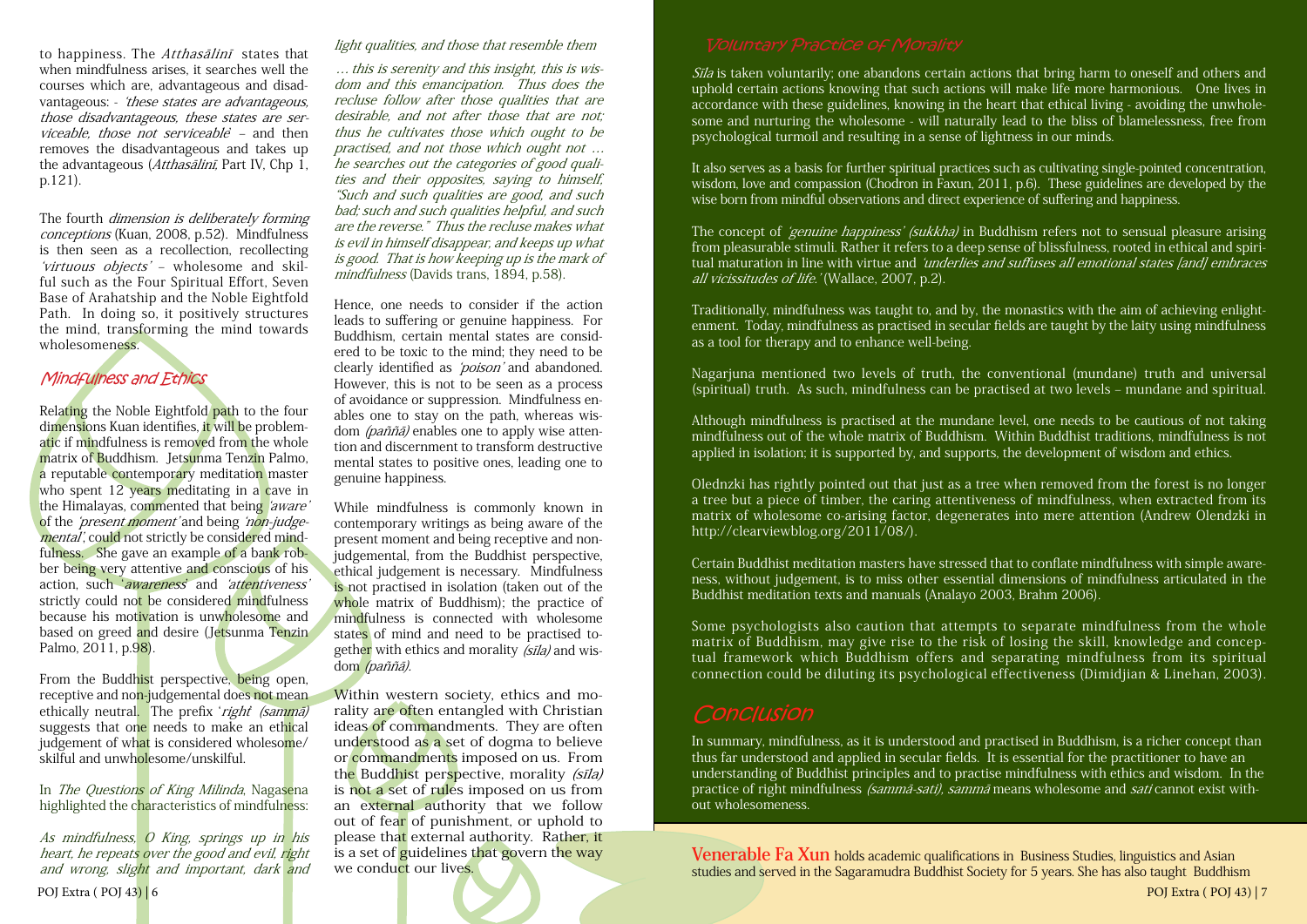to happiness. The *Atthasālinī* states that when mindfulness arises, it searches well the courses which are, advantageous and disadvantageous: - *'these states are advantageous, those disadvantageous, these states are serviceable, those not serviceable'* – and then removes the disadvantageous and takes up the advantageous (*Atthasālinī*, Part IV, Chp 1, p.121).

The fourth *dimension is deliberately forming conceptions* (Kuan, 2008, p.52). Mindfulness is then seen as a recollection, recollecting *'virtuous objects'* – wholesome and skilful such as the Four Spiritual Effort, Seven Base of Arahatship and the Noble Eightfold Path. In doing so, it positively structures the mind, transforming the mind towards wholesomeness.

## Mindfulness and Ethics

Relating the Noble Eightfold path to the four dimensions Kuan identifies, it will be problematic if mindfulness is removed from the whole matrix of Buddhism. Jetsunma Tenzin Palmo, a reputable contemporary meditation master who spent 12 years meditating in a cave in the Himalayas, commented that being *'aware'* of the *'present moment'* and being *'non-judgemental'*, could not strictly be considered mindfulness. She gave an example of a bank robber being very attentive and conscious of his action, such *'awareness'* and *'attentiveness'* strictly could not be considered mindfulness because his motivation is unwholesome and based on greed and desire (Jetsunma Tenzin Palmo, 2011, p.98).

From the Buddhist perspective, being open, receptive and non-judgemental does not mean ethically neutral. The prefix *'right' (sammā)* suggests that one needs to make an ethical judgement of what is considered wholesome/skilful and unwholesome/unskilful.

In *The Questions of King Milinda*, Nagasena highlighted the characteristics of mindfulness:

*As mindfulness, O King, springs up in his heart, he repeats over the good and evil, right and wrong, slight and important, dark and light qualities, and those that resemble them*

*… this is serenity and this insight, this is wisdom and this emancipation. Thus does the recluse follow after those qualities that are desirable, and not after those that are not; thus he cultivates those which ought to be practised, and not those which ought not … he searches out the categories of good qualities and their opposites, saying to himself, "Such and such qualities are good, and such bad; such and such qualities helpful, and such are the reverse." Thus the recluse makes what is evil in himself disappear, and keeps up what is good. That is how keeping up is the mark of mindfulness* (Davids trans, 1894, p.58).

Hence, one needs to consider if the action leads to suffering or genuine happiness. For Buddhism, certain mental states are considered to be toxic to the mind; they need to be clearly identified as *'poison'* and abandoned. However, this is not to be seen as a process of avoidance or suppression. Mindfulness enables one to stay on the path, whereas wisdom *(paññā)* enables one to apply wise attention and discernment to transform destructive mental states to positive ones, leading one to genuine happiness.

While mindfulness is commonly known in contemporary writings as being aware of the present moment and being receptive and non-judgemental, from the Buddhist perspective, ethical judgement is necessary. Mindfulness is not practised in isolation (taken out of the whole matrix of Buddhism); the practice of mindfulness is connected with wholesome states of mind and need to be practised together with ethics and morality *(sīla)* and wisdom *(paññā)*.

Within western society, ethics and morality are often entangled with Christian ideas of commandments. They are often understood as a set of dogma to believe or commandments imposed on us. From the Buddhist perspective, morality *(sīla)* is not a set of rules imposed on us from an external authority that we follow out of fear of punishment, or uphold to please that external authority. Rather, it is a set of guidelines that govern the way we conduct our lives.

## Voluntary Practice of Morality

*Sīla* is taken voluntarily; one abandons certain actions that bring harm to oneself and others and uphold certain actions knowing that such actions will make life more harmonious. One lives in accordance with these guidelines, knowing in the heart that ethical living - avoiding the unwholesome and nurturing the wholesome - will naturally lead to the bliss of blamelessness, free from psychological turmoil and resulting in a sense of lightness in our minds.

It also serves as a basis for further spiritual practices such as cultivating single-pointed concentration, wisdom, love and compassion (Chodron in Faxun, 2011, p.6). These guidelines are developed by the wise born from mindful observations and direct experience of suffering and happiness.

The concept of *'genuine happiness' (sukkha)* in Buddhism refers not to sensual pleasure arising from pleasurable stimuli. Rather it refers to a deep sense of blissfulness, rooted in ethical and spiritual maturation in line with virtue and *'underlies and suffuses all emotional states [and] embraces all vicissitudes of life.'* (Wallace, 2007, p.2).

Traditionally, mindfulness was taught to, and by, the monastics with the aim of achieving enlightenment. Today, mindfulness as practised in secular fields are taught by the laity using mindfulness as a tool for therapy and to enhance well-being.

Nagarjuna mentioned two levels of truth, the conventional (mundane) truth and universal (spiritual) truth. As such, mindfulness can be practised at two levels – mundane and spiritual.

Although mindfulness is practised at the mundane level, one needs to be cautious of not taking mindfulness out of the whole matrix of Buddhism. Within Buddhist traditions, mindfulness is not applied in isolation; it is supported by, and supports, the development of wisdom and ethics.

Olednzki has rightly pointed out that just as a tree when removed from the forest is no longer a tree but a piece of timber, the caring attentiveness of mindfulness, when extracted from its matrix of wholesome co-arising factor, degenerates into mere attention (Andrew Olendzki in http://clearviewblog.org/2011/08/).

Certain Buddhist meditation masters have stressed that to conflate mindfulness with simple awareness, without judgement, is to miss other essential dimensions of mindfulness articulated in the Buddhist meditation texts and manuals (Analayo 2003, Brahm 2006).

Some psychologists also caution that attempts to separate mindfulness from the whole matrix of Buddhism, may give rise to the risk of losing the skill, knowledge and conceptual framework which Buddhism offers and separating mindfulness from its spiritual connection could be diluting its psychological effectiveness (Dimidjian & Linehan, 2003).

## Conclusion

In summary, mindfulness, as it is understood and practised in Buddhism, is a richer concept than thus far understood and applied in secular fields. It is essential for the practitioner to have an understanding of Buddhist principles and to practise mindfulness with ethics and wisdom. In the practice of right mindfulness *(sammā-sati)*, *sammā* means wholesome and *sati* cannot exist without wholesomeness.

**Venerable Fa Xun** holds academic qualifications in Business Studies, linguistics and Asian studies and served in the Sagaramudra Buddhist Society for 5 years. She has also taught Buddhism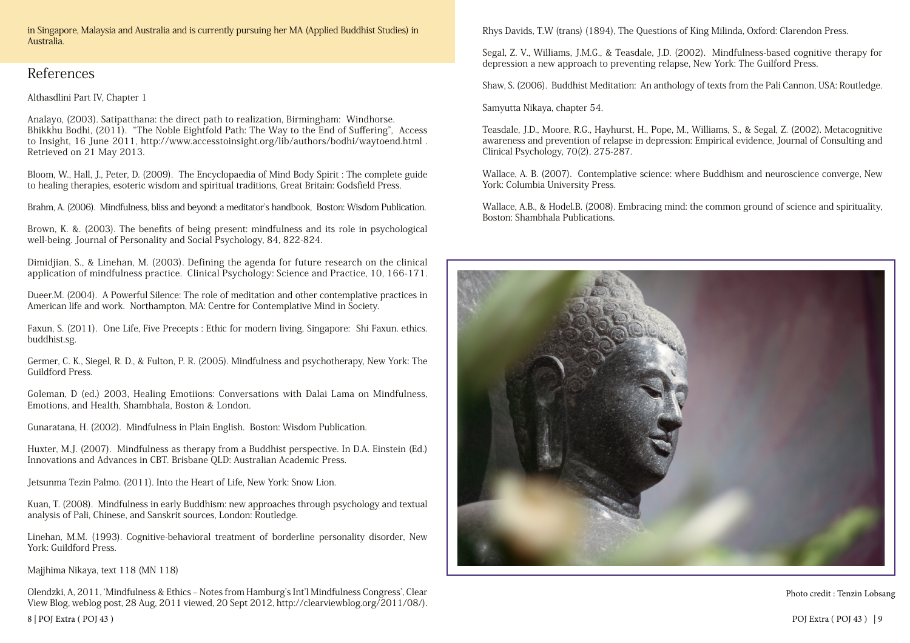in Singapore, Malaysia and Australia and is currently pursuing her MA (Applied Buddhist Studies) in Australia.

## References

Althasdlini Part IV, Chapter 1

Analayo, (2003). Satipatthana: the direct path to realization, Birmingham: Windhorse.
Bhikkhu Bodhi, (2011). "The Noble Eightfold Path: The Way to the End of Suffering", Access to Insight, 16 June 2011, http://www.accesstoinsight.org/lib/authors/bodhi/waytoend.html . Retrieved on 21 May 2013.

Bloom, W., Hall, J., Peter, D. (2009). The Encyclopaedia of Mind Body Spirit : The complete guide to healing therapies, esoteric wisdom and spiritual traditions, Great Britain: Godsfield Press.

Brahm, A. (2006). Mindfulness, bliss and beyond: a meditator's handbook, Boston: Wisdom Publication.

Brown, K. &. (2003). The benefits of being present: mindfulness and its role in psychological well-being. Journal of Personality and Social Psychology, 84, 822-824.

Dimidjian, S., & Linehan, M. (2003). Defining the agenda for future research on the clinical application of mindfulness practice. Clinical Psychology: Science and Practice, 10, 166-171.

Dueer.M. (2004). A Powerful Silence: The role of meditation and other contemplative practices in American life and work. Northampton, MA: Centre for Contemplative Mind in Society.

Faxun, S. (2011). One Life, Five Precepts : Ethic for modern living, Singapore: Shi Faxun. ethics. buddhist.sg.

Germer, C. K., Siegel, R. D., & Fulton, P. R. (2005). Mindfulness and psychotherapy, New York: The Guildford Press.

Goleman, D (ed.) 2003, Healing Emotiions: Conversations with Dalai Lama on Mindfulness, Emotions, and Health, Shambhala, Boston & London.

Gunaratana, H. (2002). Mindfulness in Plain English. Boston: Wisdom Publication.

Huxter, M.J. (2007). Mindfulness as therapy from a Buddhist perspective. In D.A. Einstein (Ed.) Innovations and Advances in CBT. Brisbane QLD: Australian Academic Press.

Jetsunma Tezin Palmo. (2011). Into the Heart of Life, New York: Snow Lion.

Kuan, T. (2008). Mindfulness in early Buddhism: new approaches through psychology and textual analysis of Pali, Chinese, and Sanskrit sources, London: Routledge.

Linehan, M.M. (1993). Cognitive-behavioral treatment of borderline personality disorder, New York: Guildford Press.

Majjhima Nikaya, text 118 (MN 118)

Olendzki, A, 2011, 'Mindfulness & Ethics – Notes from Hamburg's Int'l Mindfulness Congress', Clear View Blog, weblog post, 28 Aug, 2011 viewed, 20 Sept 2012, http://clearviewblog.org/2011/08/).

Rhys Davids, T.W (trans) (1894), The Questions of King Milinda, Oxford: Clarendon Press.

Segal, Z. V., Williams, J.M.G., & Teasdale, J.D. (2002). Mindfulness-based cognitive therapy for depression a new approach to preventing relapse, New York: The Guilford Press.

Shaw, S. (2006). Buddhist Meditation: An anthology of texts from the Pali Cannon, USA: Routledge.

Samyutta Nikaya, chapter 54.

Teasdale, J.D., Moore, R.G., Hayhurst, H., Pope, M., Williams, S., & Segal, Z. (2002). Metacognitive awareness and prevention of relapse in depression: Empirical evidence, Journal of Consulting and Clinical Psychology, 70(2), 275-287.

Wallace, A. B. (2007). Contemplative science: where Buddhism and neuroscience converge, New York: Columbia University Press.

Wallace, A.B., & Hodel.B. (2008). Embracing mind: the common ground of science and spirituality, Boston: Shambhala Publications.

Photo credit : Tenzin Lobsang